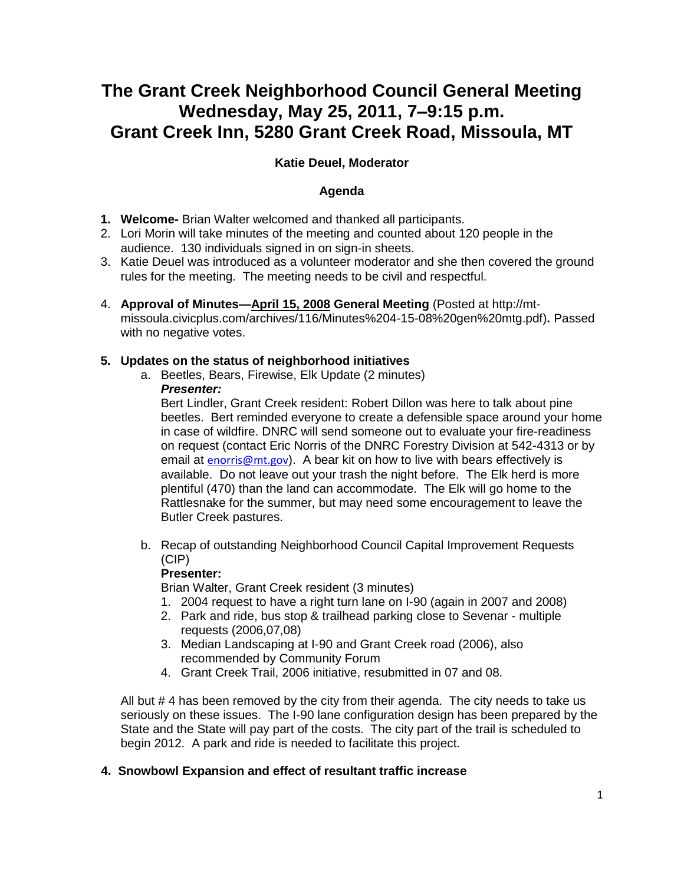# The Grant Creek Neighborhood Council General Meeting
# Wednesday, May 25, 2011, 7–9:15 p.m.
# Grant Creek Inn, 5280 Grant Creek Road, Missoula, MT

**Katie Deuel, Moderator**

**Agenda**

1. **Welcome-** Brian Walter welcomed and thanked all participants.
2. Lori Morin will take minutes of the meeting and counted about 120 people in the audience. 130 individuals signed in on sign-in sheets.
3. Katie Deuel was introduced as a volunteer moderator and she then covered the ground rules for the meeting. The meeting needs to be civil and respectful.
4. **Approval of Minutes—April 15, 2008 General Meeting** (Posted at http://mt-missoula.civicplus.com/archives/116/Minutes%204-15-08%20gen%20mtg.pdf)**.** Passed with no negative votes.

**5. Updates on the status of neighborhood initiatives**

a. Beetles, Bears, Firewise, Elk Update (2 minutes)

***Presenter:***

Bert Lindler, Grant Creek resident: Robert Dillon was here to talk about pine beetles. Bert reminded everyone to create a defensible space around your home in case of wildfire. DNRC will send someone out to evaluate your fire-readiness on request (contact Eric Norris of the DNRC Forestry Division at 542-4313 or by email at enorris@mt.gov). A bear kit on how to live with bears effectively is available. Do not leave out your trash the night before. The Elk herd is more plentiful (470) than the land can accommodate. The Elk will go home to the Rattlesnake for the summer, but may need some encouragement to leave the Butler Creek pastures.

b. Recap of outstanding Neighborhood Council Capital Improvement Requests (CIP)

**Presenter:**

Brian Walter, Grant Creek resident (3 minutes)

1. 2004 request to have a right turn lane on I-90 (again in 2007 and 2008)
2. Park and ride, bus stop & trailhead parking close to Sevenar - multiple requests (2006,07,08)
3. Median Landscaping at I-90 and Grant Creek road (2006), also recommended by Community Forum
4. Grant Creek Trail, 2006 initiative, resubmitted in 07 and 08.

All but # 4 has been removed by the city from their agenda. The city needs to take us seriously on these issues. The I-90 lane configuration design has been prepared by the State and the State will pay part of the costs. The city part of the trail is scheduled to begin 2012. A park and ride is needed to facilitate this project.

**4. Snowbowl Expansion and effect of resultant traffic increase**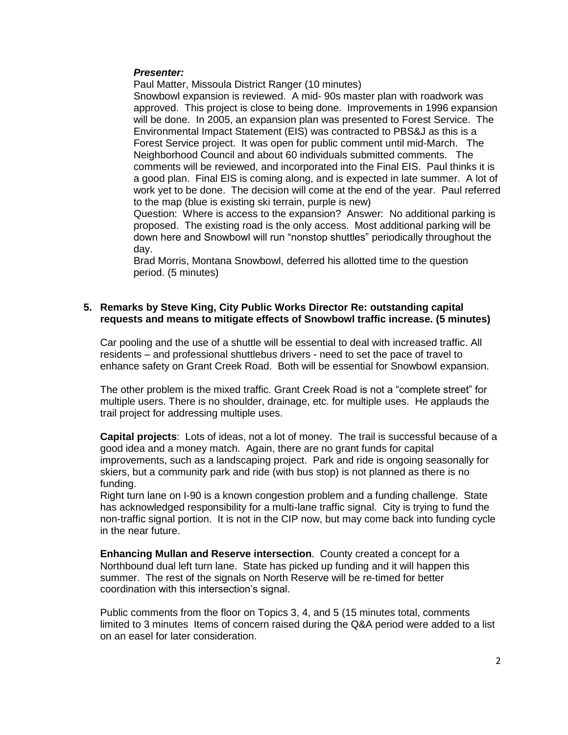***Presenter:***

Paul Matter, Missoula District Ranger (10 minutes)

Snowbowl expansion is reviewed. A mid- 90s master plan with roadwork was approved. This project is close to being done. Improvements in 1996 expansion will be done. In 2005, an expansion plan was presented to Forest Service. The Environmental Impact Statement (EIS) was contracted to PBS&J as this is a Forest Service project. It was open for public comment until mid-March. The Neighborhood Council and about 60 individuals submitted comments. The comments will be reviewed, and incorporated into the Final EIS. Paul thinks it is a good plan. Final EIS is coming along, and is expected in late summer. A lot of work yet to be done. The decision will come at the end of the year. Paul referred to the map (blue is existing ski terrain, purple is new)

Question: Where is access to the expansion? Answer: No additional parking is proposed. The existing road is the only access. Most additional parking will be down here and Snowbowl will run "nonstop shuttles" periodically throughout the day.

Brad Morris, Montana Snowbowl, deferred his allotted time to the question period. (5 minutes)

**5. Remarks by Steve King, City Public Works Director Re: outstanding capital requests and means to mitigate effects of Snowbowl traffic increase. (5 minutes)**

Car pooling and the use of a shuttle will be essential to deal with increased traffic. All residents – and professional shuttlebus drivers - need to set the pace of travel to enhance safety on Grant Creek Road. Both will be essential for Snowbowl expansion.

The other problem is the mixed traffic. Grant Creek Road is not a "complete street" for multiple users. There is no shoulder, drainage, etc. for multiple uses. He applauds the trail project for addressing multiple uses.

**Capital projects**: Lots of ideas, not a lot of money. The trail is successful because of a good idea and a money match. Again, there are no grant funds for capital improvements, such as a landscaping project. Park and ride is ongoing seasonally for skiers, but a community park and ride (with bus stop) is not planned as there is no funding.

Right turn lane on I-90 is a known congestion problem and a funding challenge. State has acknowledged responsibility for a multi-lane traffic signal. City is trying to fund the non-traffic signal portion. It is not in the CIP now, but may come back into funding cycle in the near future.

**Enhancing Mullan and Reserve intersection**. County created a concept for a Northbound dual left turn lane. State has picked up funding and it will happen this summer. The rest of the signals on North Reserve will be re-timed for better coordination with this intersection's signal.

Public comments from the floor on Topics 3, 4, and 5 (15 minutes total, comments limited to 3 minutes Items of concern raised during the Q&A period were added to a list on an easel for later consideration.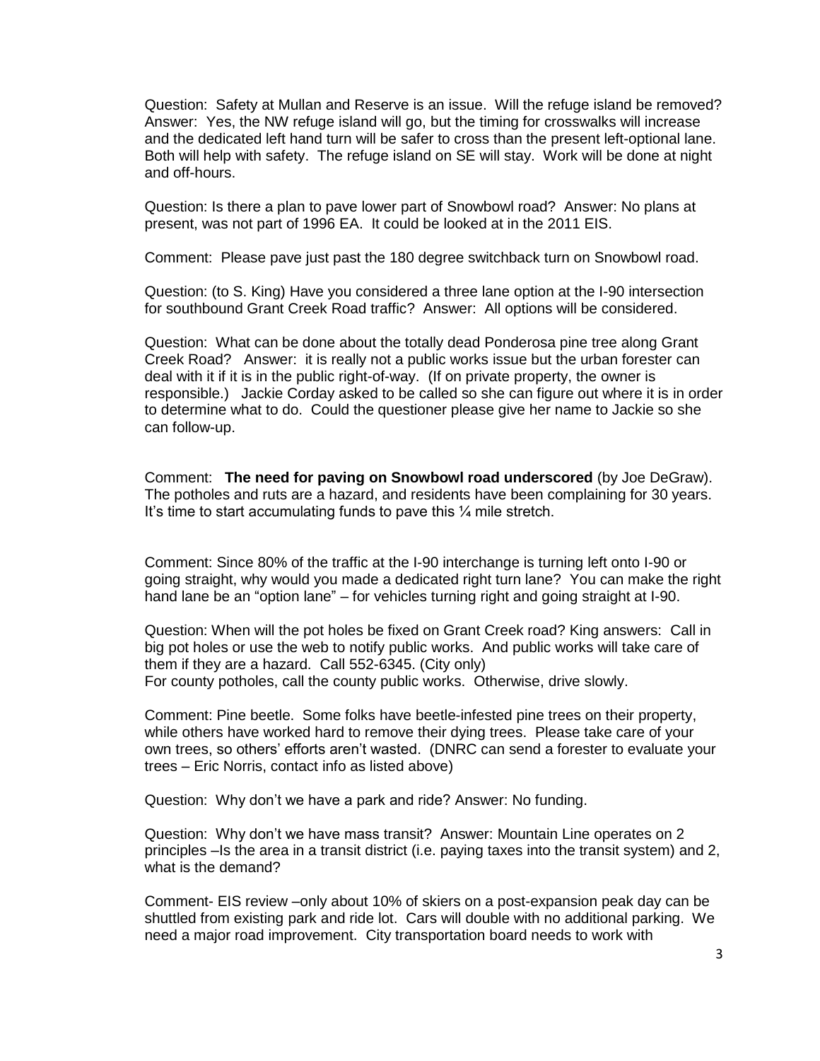Question: Safety at Mullan and Reserve is an issue. Will the refuge island be removed? Answer: Yes, the NW refuge island will go, but the timing for crosswalks will increase and the dedicated left hand turn will be safer to cross than the present left-optional lane. Both will help with safety. The refuge island on SE will stay. Work will be done at night and off-hours.

Question: Is there a plan to pave lower part of Snowbowl road? Answer: No plans at present, was not part of 1996 EA. It could be looked at in the 2011 EIS.

Comment: Please pave just past the 180 degree switchback turn on Snowbowl road.

Question: (to S. King) Have you considered a three lane option at the I-90 intersection for southbound Grant Creek Road traffic? Answer: All options will be considered.

Question: What can be done about the totally dead Ponderosa pine tree along Grant Creek Road? Answer: it is really not a public works issue but the urban forester can deal with it if it is in the public right-of-way. (If on private property, the owner is responsible.) Jackie Corday asked to be called so she can figure out where it is in order to determine what to do. Could the questioner please give her name to Jackie so she can follow-up.

Comment: **The need for paving on Snowbowl road underscored** (by Joe DeGraw). The potholes and ruts are a hazard, and residents have been complaining for 30 years. It's time to start accumulating funds to pave this ¼ mile stretch.

Comment: Since 80% of the traffic at the I-90 interchange is turning left onto I-90 or going straight, why would you made a dedicated right turn lane? You can make the right hand lane be an "option lane" – for vehicles turning right and going straight at I-90.

Question: When will the pot holes be fixed on Grant Creek road? King answers: Call in big pot holes or use the web to notify public works. And public works will take care of them if they are a hazard. Call 552-6345. (City only)
For county potholes, call the county public works. Otherwise, drive slowly.

Comment: Pine beetle. Some folks have beetle-infested pine trees on their property, while others have worked hard to remove their dying trees. Please take care of your own trees, so others' efforts aren't wasted. (DNRC can send a forester to evaluate your trees – Eric Norris, contact info as listed above)

Question: Why don't we have a park and ride? Answer: No funding.

Question: Why don't we have mass transit? Answer: Mountain Line operates on 2 principles –Is the area in a transit district (i.e. paying taxes into the transit system) and 2, what is the demand?

Comment- EIS review –only about 10% of skiers on a post-expansion peak day can be shuttled from existing park and ride lot. Cars will double with no additional parking. We need a major road improvement. City transportation board needs to work with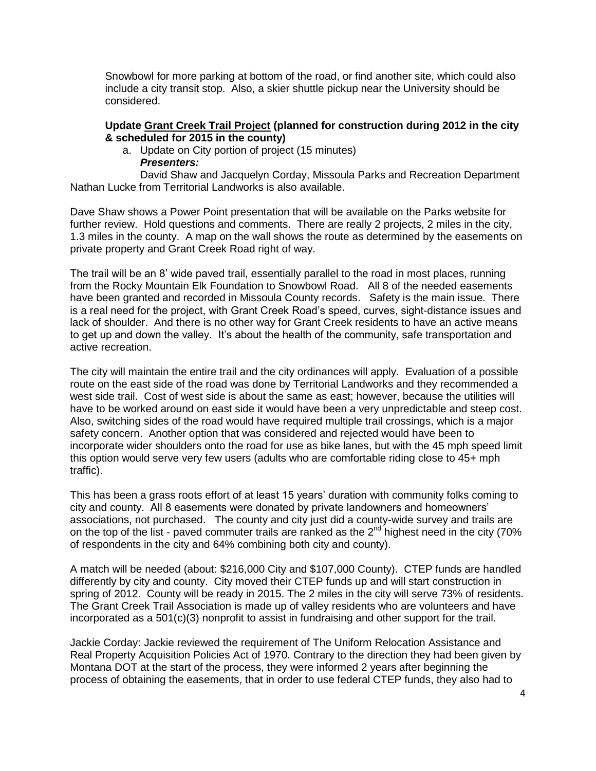Snowbowl for more parking at bottom of the road, or find another site, which could also include a city transit stop. Also, a skier shuttle pickup near the University should be considered.

**Update Grant Creek Trail Project (planned for construction during 2012 in the city & scheduled for 2015 in the county)**

a. Update on City portion of project (15 minutes)
   ***Presenters:***
   David Shaw and Jacquelyn Corday, Missoula Parks and Recreation Department

Nathan Lucke from Territorial Landworks is also available.

Dave Shaw shows a Power Point presentation that will be available on the Parks website for further review. Hold questions and comments. There are really 2 projects, 2 miles in the city, 1.3 miles in the county. A map on the wall shows the route as determined by the easements on private property and Grant Creek Road right of way.

The trail will be an 8' wide paved trail, essentially parallel to the road in most places, running from the Rocky Mountain Elk Foundation to Snowbowl Road. All 8 of the needed easements have been granted and recorded in Missoula County records. Safety is the main issue. There is a real need for the project, with Grant Creek Road's speed, curves, sight-distance issues and lack of shoulder. And there is no other way for Grant Creek residents to have an active means to get up and down the valley. It's about the health of the community, safe transportation and active recreation.

The city will maintain the entire trail and the city ordinances will apply. Evaluation of a possible route on the east side of the road was done by Territorial Landworks and they recommended a west side trail. Cost of west side is about the same as east; however, because the utilities will have to be worked around on east side it would have been a very unpredictable and steep cost. Also, switching sides of the road would have required multiple trail crossings, which is a major safety concern. Another option that was considered and rejected would have been to incorporate wider shoulders onto the road for use as bike lanes, but with the 45 mph speed limit this option would serve very few users (adults who are comfortable riding close to 45+ mph traffic).

This has been a grass roots effort of at least 15 years' duration with community folks coming to city and county. All 8 easements were donated by private landowners and homeowners' associations, not purchased. The county and city just did a county-wide survey and trails are on the top of the list - paved commuter trails are ranked as the 2nd highest need in the city (70% of respondents in the city and 64% combining both city and county).

A match will be needed (about: $216,000 City and $107,000 County). CTEP funds are handled differently by city and county. City moved their CTEP funds up and will start construction in spring of 2012. County will be ready in 2015. The 2 miles in the city will serve 73% of residents. The Grant Creek Trail Association is made up of valley residents who are volunteers and have incorporated as a 501(c)(3) nonprofit to assist in fundraising and other support for the trail.

Jackie Corday: Jackie reviewed the requirement of The Uniform Relocation Assistance and Real Property Acquisition Policies Act of 1970. Contrary to the direction they had been given by Montana DOT at the start of the process, they were informed 2 years after beginning the process of obtaining the easements, that in order to use federal CTEP funds, they also had to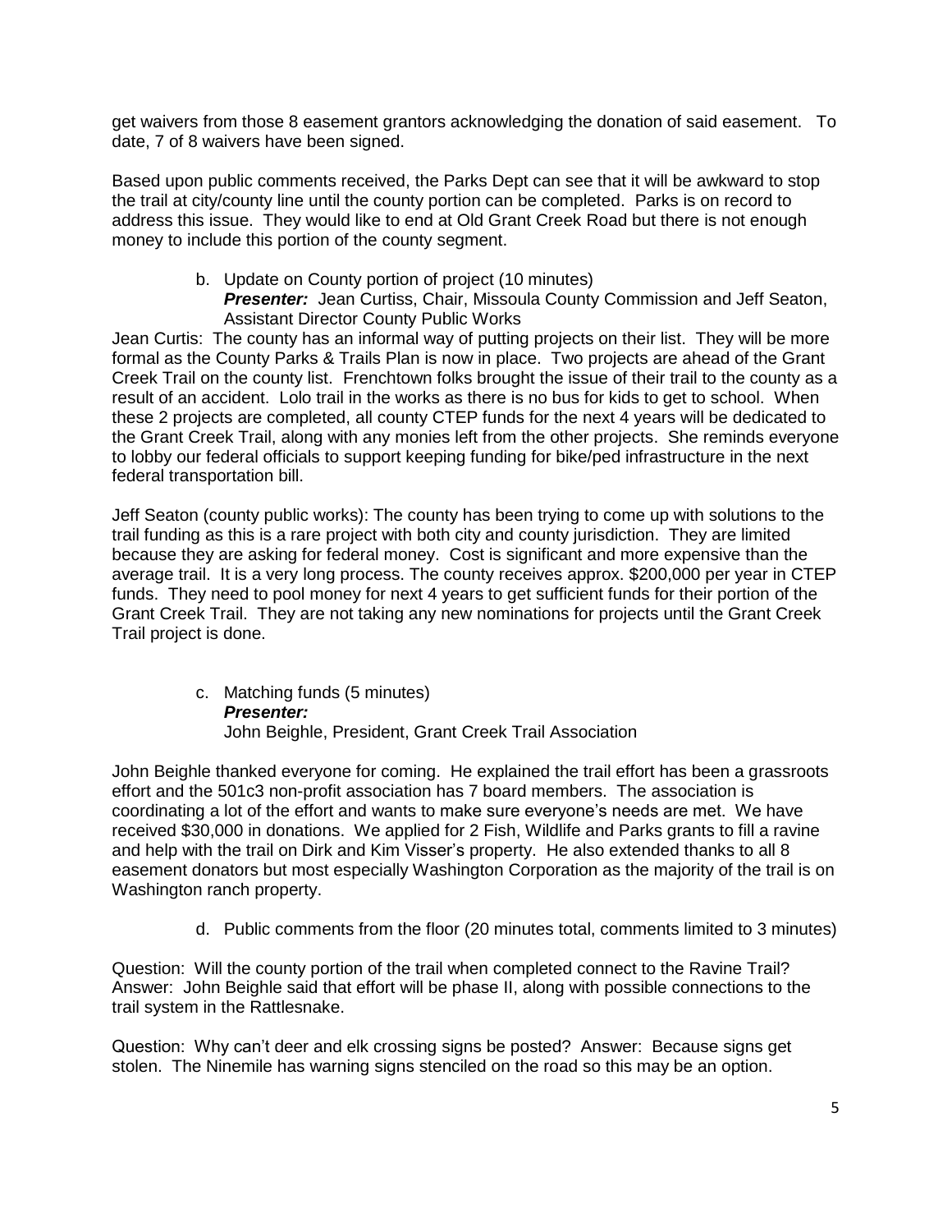get waivers from those 8 easement grantors acknowledging the donation of said easement. To date, 7 of 8 waivers have been signed.

Based upon public comments received, the Parks Dept can see that it will be awkward to stop the trail at city/county line until the county portion can be completed. Parks is on record to address this issue. They would like to end at Old Grant Creek Road but there is not enough money to include this portion of the county segment.

b. Update on County portion of project (10 minutes)
***Presenter:*** Jean Curtiss, Chair, Missoula County Commission and Jeff Seaton, Assistant Director County Public Works

Jean Curtis: The county has an informal way of putting projects on their list. They will be more formal as the County Parks & Trails Plan is now in place. Two projects are ahead of the Grant Creek Trail on the county list. Frenchtown folks brought the issue of their trail to the county as a result of an accident. Lolo trail in the works as there is no bus for kids to get to school. When these 2 projects are completed, all county CTEP funds for the next 4 years will be dedicated to the Grant Creek Trail, along with any monies left from the other projects. She reminds everyone to lobby our federal officials to support keeping funding for bike/ped infrastructure in the next federal transportation bill.

Jeff Seaton (county public works): The county has been trying to come up with solutions to the trail funding as this is a rare project with both city and county jurisdiction. They are limited because they are asking for federal money. Cost is significant and more expensive than the average trail. It is a very long process. The county receives approx. $200,000 per year in CTEP funds. They need to pool money for next 4 years to get sufficient funds for their portion of the Grant Creek Trail. They are not taking any new nominations for projects until the Grant Creek Trail project is done.

c. Matching funds (5 minutes)
***Presenter:***
John Beighle, President, Grant Creek Trail Association

John Beighle thanked everyone for coming. He explained the trail effort has been a grassroots effort and the 501c3 non-profit association has 7 board members. The association is coordinating a lot of the effort and wants to make sure everyone's needs are met. We have received $30,000 in donations. We applied for 2 Fish, Wildlife and Parks grants to fill a ravine and help with the trail on Dirk and Kim Visser's property. He also extended thanks to all 8 easement donators but most especially Washington Corporation as the majority of the trail is on Washington ranch property.

d. Public comments from the floor (20 minutes total, comments limited to 3 minutes)

Question: Will the county portion of the trail when completed connect to the Ravine Trail? Answer: John Beighle said that effort will be phase II, along with possible connections to the trail system in the Rattlesnake.

Question: Why can't deer and elk crossing signs be posted? Answer: Because signs get stolen. The Ninemile has warning signs stenciled on the road so this may be an option.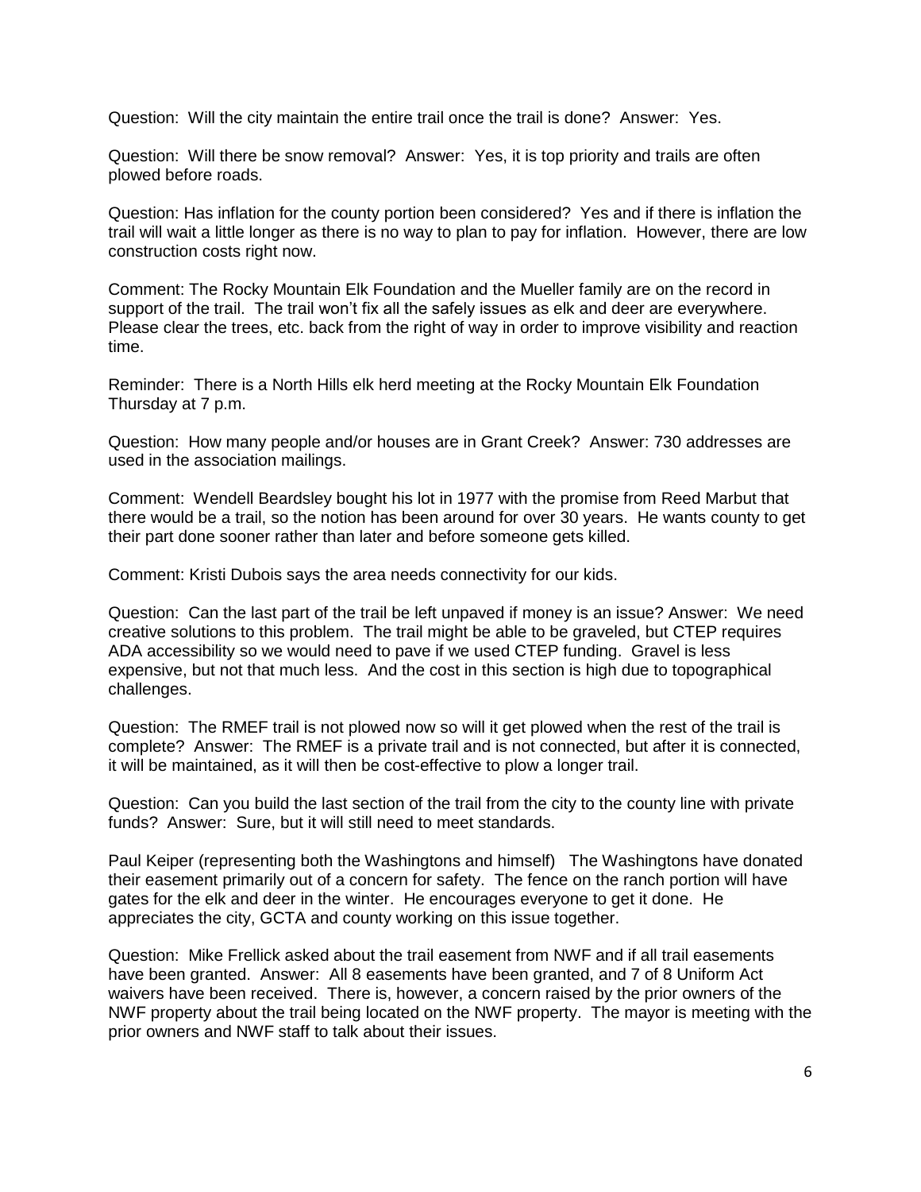Question: Will the city maintain the entire trail once the trail is done? Answer: Yes.

Question: Will there be snow removal? Answer: Yes, it is top priority and trails are often plowed before roads.

Question: Has inflation for the county portion been considered? Yes and if there is inflation the trail will wait a little longer as there is no way to plan to pay for inflation. However, there are low construction costs right now.

Comment: The Rocky Mountain Elk Foundation and the Mueller family are on the record in support of the trail. The trail won't fix all the safely issues as elk and deer are everywhere. Please clear the trees, etc. back from the right of way in order to improve visibility and reaction time.

Reminder: There is a North Hills elk herd meeting at the Rocky Mountain Elk Foundation Thursday at 7 p.m.

Question: How many people and/or houses are in Grant Creek? Answer: 730 addresses are used in the association mailings.

Comment: Wendell Beardsley bought his lot in 1977 with the promise from Reed Marbut that there would be a trail, so the notion has been around for over 30 years. He wants county to get their part done sooner rather than later and before someone gets killed.

Comment: Kristi Dubois says the area needs connectivity for our kids.

Question: Can the last part of the trail be left unpaved if money is an issue? Answer: We need creative solutions to this problem. The trail might be able to be graveled, but CTEP requires ADA accessibility so we would need to pave if we used CTEP funding. Gravel is less expensive, but not that much less. And the cost in this section is high due to topographical challenges.

Question: The RMEF trail is not plowed now so will it get plowed when the rest of the trail is complete? Answer: The RMEF is a private trail and is not connected, but after it is connected, it will be maintained, as it will then be cost-effective to plow a longer trail.

Question: Can you build the last section of the trail from the city to the county line with private funds? Answer: Sure, but it will still need to meet standards.

Paul Keiper (representing both the Washingtons and himself) The Washingtons have donated their easement primarily out of a concern for safety. The fence on the ranch portion will have gates for the elk and deer in the winter. He encourages everyone to get it done. He appreciates the city, GCTA and county working on this issue together.

Question: Mike Frellick asked about the trail easement from NWF and if all trail easements have been granted. Answer: All 8 easements have been granted, and 7 of 8 Uniform Act waivers have been received. There is, however, a concern raised by the prior owners of the NWF property about the trail being located on the NWF property. The mayor is meeting with the prior owners and NWF staff to talk about their issues.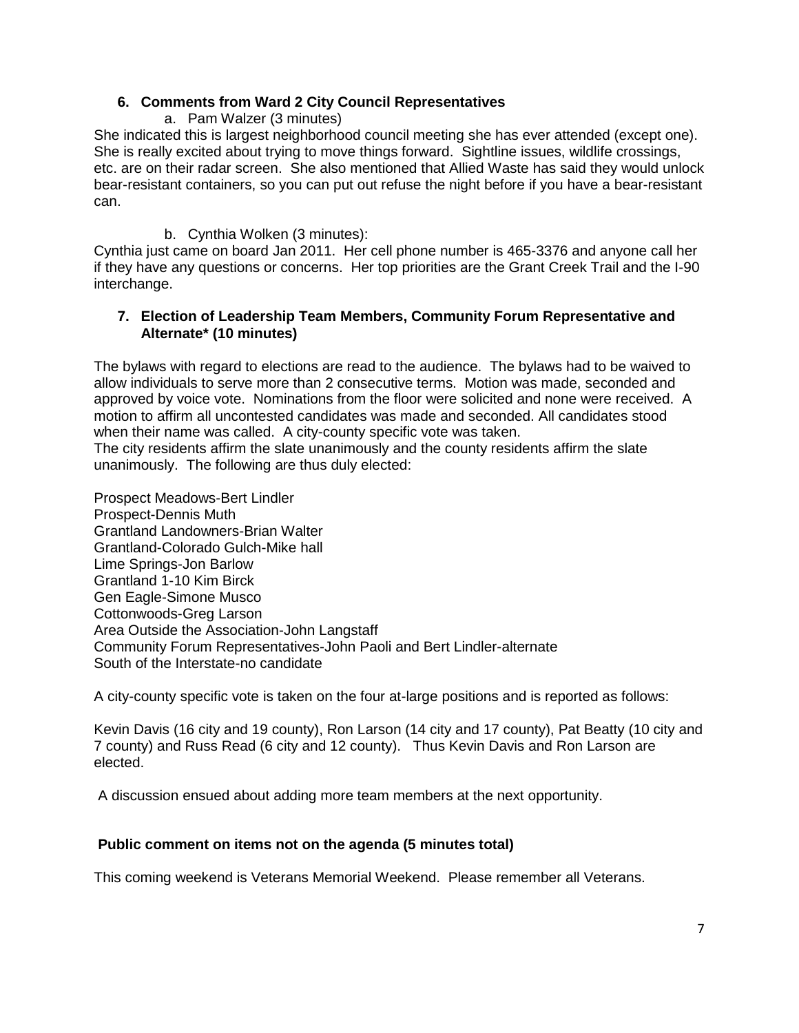## 6. Comments from Ward 2 City Council Representatives

a. Pam Walzer (3 minutes)

She indicated this is largest neighborhood council meeting she has ever attended (except one). She is really excited about trying to move things forward. Sightline issues, wildlife crossings, etc. are on their radar screen. She also mentioned that Allied Waste has said they would unlock bear-resistant containers, so you can put out refuse the night before if you have a bear-resistant can.

b. Cynthia Wolken (3 minutes):

Cynthia just came on board Jan 2011. Her cell phone number is 465-3376 and anyone call her if they have any questions or concerns. Her top priorities are the Grant Creek Trail and the I-90 interchange.

## 7. Election of Leadership Team Members, Community Forum Representative and Alternate* (10 minutes)

The bylaws with regard to elections are read to the audience. The bylaws had to be waived to allow individuals to serve more than 2 consecutive terms. Motion was made, seconded and approved by voice vote. Nominations from the floor were solicited and none were received. A motion to affirm all uncontested candidates was made and seconded. All candidates stood when their name was called. A city-county specific vote was taken.
The city residents affirm the slate unanimously and the county residents affirm the slate unanimously. The following are thus duly elected:

Prospect Meadows-Bert Lindler
Prospect-Dennis Muth
Grantland Landowners-Brian Walter
Grantland-Colorado Gulch-Mike hall
Lime Springs-Jon Barlow
Grantland 1-10 Kim Birck
Gen Eagle-Simone Musco
Cottonwoods-Greg Larson
Area Outside the Association-John Langstaff
Community Forum Representatives-John Paoli and Bert Lindler-alternate
South of the Interstate-no candidate

A city-county specific vote is taken on the four at-large positions and is reported as follows:

Kevin Davis (16 city and 19 county), Ron Larson (14 city and 17 county), Pat Beatty (10 city and 7 county) and Russ Read (6 city and 12 county). Thus Kevin Davis and Ron Larson are elected.

A discussion ensued about adding more team members at the next opportunity.

## Public comment on items not on the agenda (5 minutes total)

This coming weekend is Veterans Memorial Weekend. Please remember all Veterans.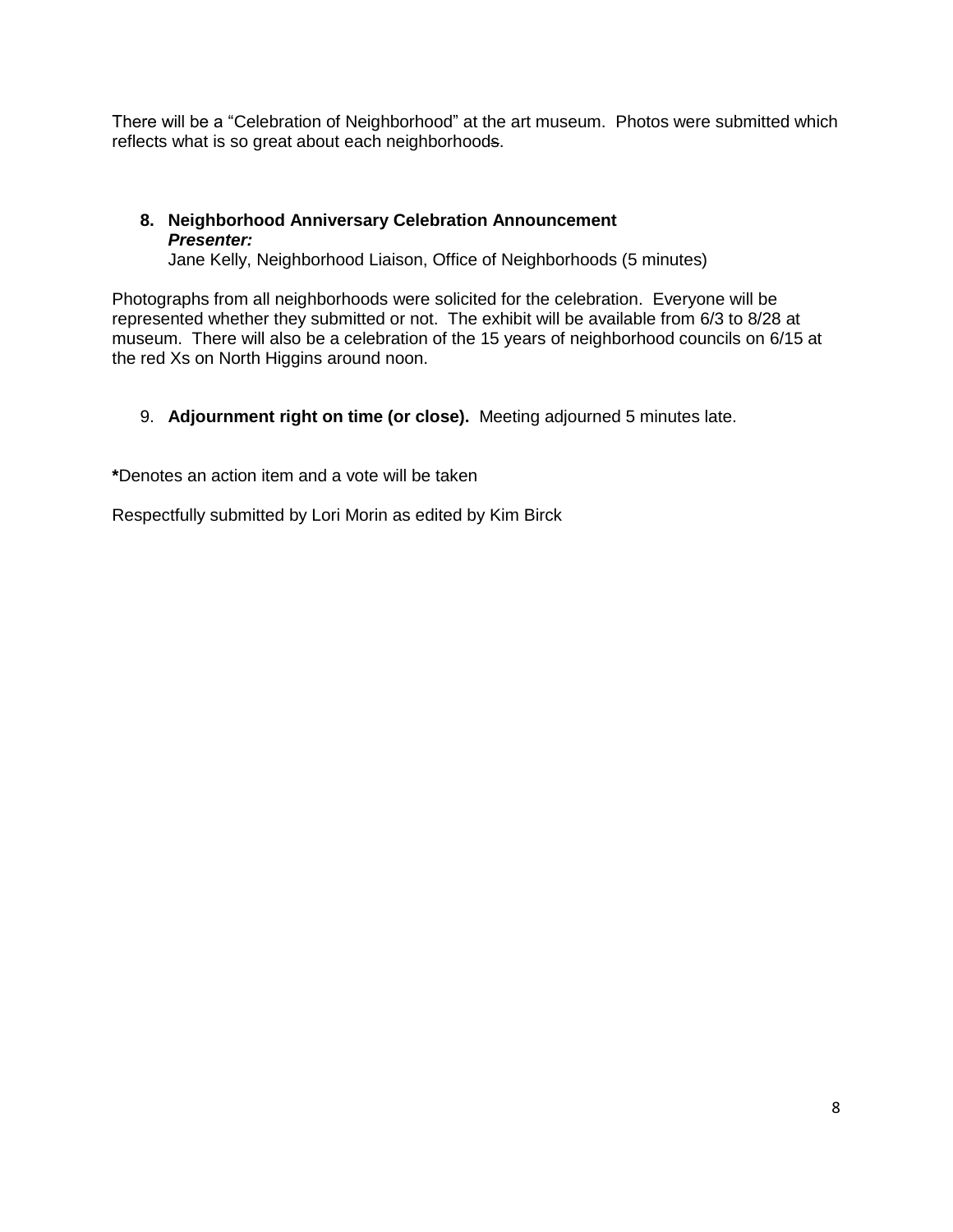There will be a "Celebration of Neighborhood" at the art museum. Photos were submitted which reflects what is so great about each neighborhoods.

8. **Neighborhood Anniversary Celebration Announcement**
   ***Presenter:***
   Jane Kelly, Neighborhood Liaison, Office of Neighborhoods (5 minutes)

Photographs from all neighborhoods were solicited for the celebration. Everyone will be represented whether they submitted or not. The exhibit will be available from 6/3 to 8/28 at museum. There will also be a celebration of the 15 years of neighborhood councils on 6/15 at the red Xs on North Higgins around noon.

9. **Adjournment right on time (or close).** Meeting adjourned 5 minutes late.

**\***Denotes an action item and a vote will be taken

Respectfully submitted by Lori Morin as edited by Kim Birck